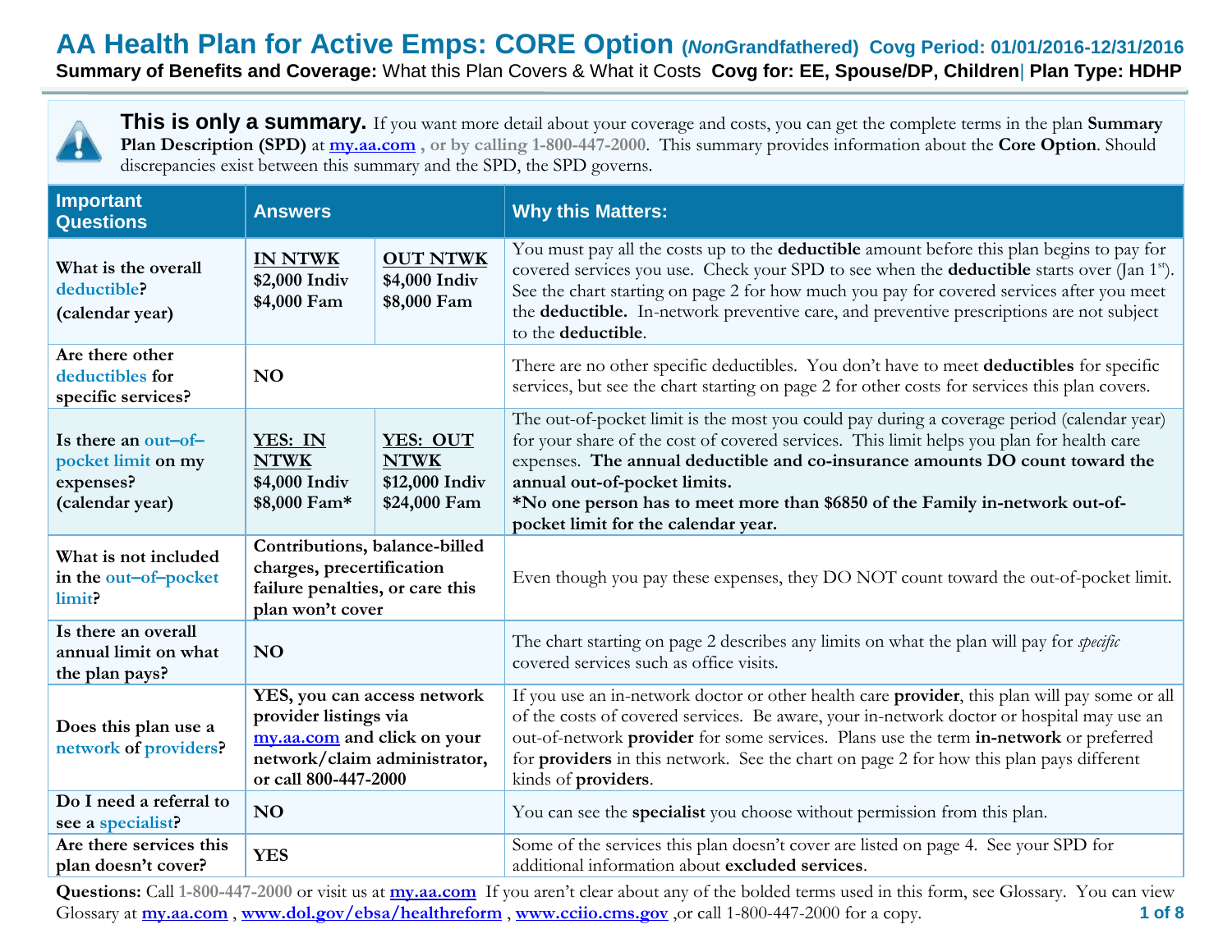# AA Health Plan for Active Emps: CORE Option (*Non*Grandfathered) Covg Period: 01/01/2016-12/31/2016

**Summary of Benefits and Coverage:** What this Plan Covers & What it Costs **Covg for: EE, Spouse/DP, Children| Plan Type: HDHP**

**This is only a summary.** If you want more detail about your coverage and costs, you can get the complete terms in the plan **Summary Plan Description (SPD)** at my.aa.com , or by calling 1-800-447-2000. This summary provides information about the **Core Option**. Should discrepancies exist between this summary and the SPD, the SPD governs.

| Important Questions | Answers | | Why this Matters: |
|---|---|---|---|
| **What is the overall deductible? (calendar year)** | **IN NTWK** **$2,000 Indiv** **$4,000 Fam** | **OUT NTWK** **$4,000 Indiv** **$8,000 Fam** | You must pay all the costs up to the **deductible** amount before this plan begins to pay for covered services you use. Check your SPD to see when the **deductible** starts over (Jan 1st). See the chart starting on page 2 for how much you pay for covered services after you meet the **deductible.** In-network preventive care, and preventive prescriptions are not subject to the **deductible**. |
| **Are there other deductibles for specific services?** | **NO** | | There are no other specific deductibles. You don't have to meet **deductibles** for specific services, but see the chart starting on page 2 for other costs for services this plan covers. |
| **Is there an out–of–pocket limit on my expenses? (calendar year)** | **YES: IN NTWK** **$4,000 Indiv** **$8,000 Fam*** | **YES: OUT NTWK** **$12,000 Indiv** **$24,000 Fam** | The out-of-pocket limit is the most you could pay during a coverage period (calendar year) for your share of the cost of covered services. This limit helps you plan for health care expenses. **The annual deductible and co-insurance amounts DO count toward the annual out-of-pocket limits.** **\*No one person has to meet more than $6850 of the Family in-network out-of-pocket limit for the calendar year.** |
| **What is not included in the out–of–pocket limit?** | **Contributions, balance-billed charges, precertification failure penalties, or care this plan won't cover** | | Even though you pay these expenses, they DO NOT count toward the out-of-pocket limit. |
| **Is there an overall annual limit on what the plan pays?** | **NO** | | The chart starting on page 2 describes any limits on what the plan will pay for *specific* covered services such as office visits. |
| **Does this plan use a network of providers?** | **YES, you can access network provider listings via my.aa.com and click on your network/claim administrator, or call 800-447-2000** | | If you use an in-network doctor or other health care **provider**, this plan will pay some or all of the costs of covered services. Be aware, your in-network doctor or hospital may use an out-of-network **provider** for some services. Plans use the term **in-network** or preferred for **providers** in this network. See the chart on page 2 for how this plan pays different kinds of **providers**. |
| **Do I need a referral to see a specialist?** | **NO** | | You can see the **specialist** you choose without permission from this plan. |
| **Are there services this plan doesn't cover?** | **YES** | | Some of the services this plan doesn't cover are listed on page 4. See your SPD for additional information about **excluded services**. |

**Questions:** Call 1-800-447-2000 or visit us at my.aa.com If you aren't clear about any of the bolded terms used in this form, see Glossary. You can view Glossary at my.aa.com , www.dol.gov/ebsa/healthreform , www.cciio.cms.gov ,or call 1-800-447-2000 for a copy.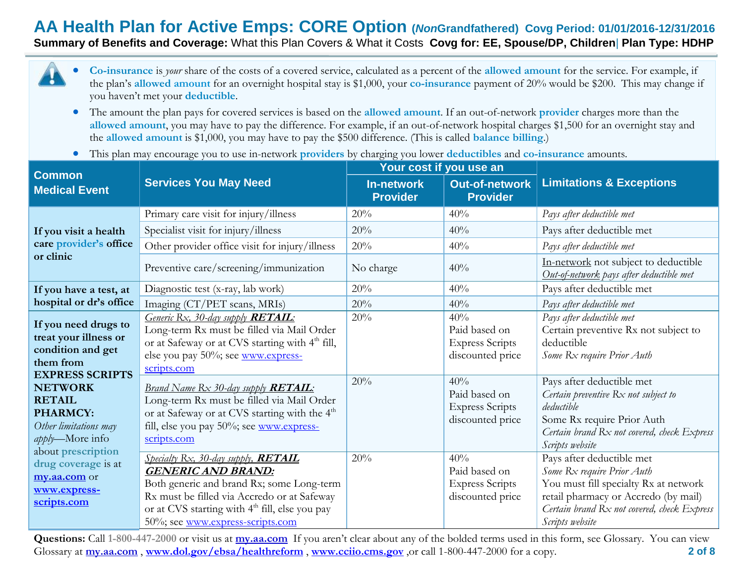# AA Health Plan for Active Emps: CORE Option (*Non*Grandfathered) Covg Period: 01/01/2016-12/31/2016

**Summary of Benefits and Coverage:** What this Plan Covers & What it Costs **Covg for: EE, Spouse/DP, Children | Plan Type: HDHP**

- **Co-insurance** is *your* share of the costs of a covered service, calculated as a percent of the **allowed amount** for the service. For example, if the plan's **allowed amount** for an overnight hospital stay is $1,000, your **co-insurance** payment of 20% would be $200. This may change if you haven't met your **deductible**.
- The amount the plan pays for covered services is based on the **allowed amount**. If an out-of-network **provider** charges more than the **allowed amount**, you may have to pay the difference. For example, if an out-of-network hospital charges $1,500 for an overnight stay and the **allowed amount** is $1,000, you may have to pay the $500 difference. (This is called **balance billing**.)
- This plan may encourage you to use in-network **providers** by charging you lower **deductibles** and **co-insurance** amounts.

| Common Medical Event | Services You May Need | Your cost if you use an In-network Provider | Your cost if you use an Out-of-network Provider | Limitations & Exceptions |
|---|---|---|---|---|
| **If you visit a health care provider's office or clinic** | Primary care visit for injury/illness | 20% | 40% | *Pays after deductible met* |
| | Specialist visit for injury/illness | 20% | 40% | Pays after deductible met |
| | Other provider office visit for injury/illness | 20% | 40% | *Pays after deductible met* |
| | Preventive care/screening/immunization | No charge | 40% | In-network not subject to deductible<br>*Out-of-network pays after deductible met* |
| **If you have a test, at hospital or dr's office** | Diagnostic test (x-ray, lab work) | 20% | 40% | Pays after deductible met |
| | Imaging (CT/PET scans, MRIs) | 20% | 40% | *Pays after deductible met* |
| **If you need drugs to treat your illness or condition and get them from EXPRESS SCRIPTS NETWORK RETAIL PHARMCY:** *Other limitations may apply*—More info about **prescription drug coverage** is at **my.aa.com** or **www.express-scripts.com** | *Generic Rx, 30-day supply* ***RETAIL***: Long-term Rx must be filled via Mail Order or at Safeway or at CVS starting with 4th fill, else you pay 50%; see www.express-scripts.com | 20% | 40% Paid based on Express Scripts discounted price | *Pays after deductible met*<br>Certain preventive Rx not subject to deductible<br>*Some Rx require Prior Auth* |
| | *Brand Name Rx 30-day supply* ***RETAIL***: Long-term Rx must be filled via Mail Order or at Safeway or at CVS starting with the 4th fill, else you pay 50%; see www.express-scripts.com | 20% | 40% Paid based on Express Scripts discounted price | Pays after deductible met<br>*Certain preventive Rx not subject to deductible*<br>Some Rx require Prior Auth<br>*Certain brand Rx not covered, check Express Scripts website* |
| | *Specialty Rx, 30-day supply,* ***RETAIL GENERIC AND BRAND:*** Both generic and brand Rx; some Long-term Rx must be filled via Accredo or at Safeway or at CVS starting with 4th fill, else you pay 50%; see www.express-scripts.com | 20% | 40% Paid based on Express Scripts discounted price | Pays after deductible met<br>*Some Rx require Prior Auth*<br>You must fill specialty Rx at network retail pharmacy or Accredo (by mail)<br>*Certain brand Rx not covered, check Express Scripts website* |

**Questions:** Call 1-800-447-2000 or visit us at **my.aa.com** If you aren't clear about any of the bolded terms used in this form, see Glossary. You can view Glossary at **my.aa.com** , **www.dol.gov/ebsa/healthreform** , **www.cciio.cms.gov** ,or call 1-800-447-2000 for a copy.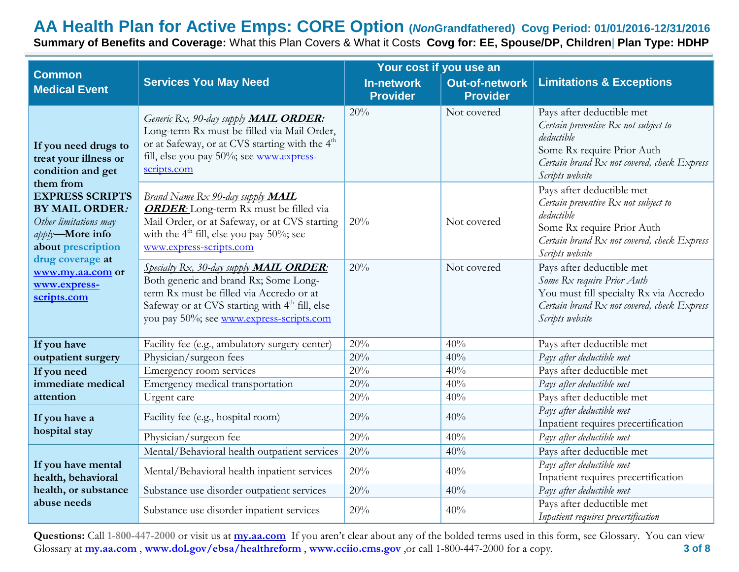# AA Health Plan for Active Emps: CORE Option (*Non*Grandfathered) Covg Period: 01/01/2016-12/31/2016

**Summary of Benefits and Coverage:** What this Plan Covers & What it Costs **Covg for: EE, Spouse/DP, Children| Plan Type: HDHP**

| Common Medical Event | Services You May Need | Your cost if you use an In-network Provider | Your cost if you use an Out-of-network Provider | Limitations & Exceptions |
|---|---|---|---|---|
| **If you need drugs to treat your illness or condition and get them from EXPRESS SCRIPTS BY MAIL ORDER***:* *Other limitations may apply***—More info about prescription drug coverage at www.my.aa.com or www.express-scripts.com** | *Generic Rx, 90-day supply* ***MAIL ORDER:*** Long-term Rx must be filled via Mail Order, or at Safeway, or at CVS starting with the 4th fill, else you pay 50%; see www.express-scripts.com | 20% | Not covered | Pays after deductible met<br>*Certain preventive Rx not subject to deductible*<br>Some Rx require Prior Auth<br>*Certain brand Rx not covered, check Express Scripts website* |
| | *Brand Name Rx 90-day supply* ***MAIL ORDER:*** Long-term Rx must be filled via Mail Order, or at Safeway, or at CVS starting with the 4th fill, else you pay 50%; see www.express-scripts.com | 20% | Not covered | Pays after deductible met<br>*Certain preventive Rx not subject to deductible*<br>Some Rx require Prior Auth<br>*Certain brand Rx not covered, check Express Scripts website* |
| | *Specialty Rx, 30-day supply* ***MAIL ORDER:*** Both generic and brand Rx; Some Long-term Rx must be filled via Accredo or at Safeway or at CVS starting with 4th fill, else you pay 50%; see www.express-scripts.com | 20% | Not covered | Pays after deductible met<br>*Some Rx require Prior Auth*<br>You must fill specialty Rx via Accredo<br>*Certain brand Rx not covered, check Express Scripts website* |
| **If you have outpatient surgery** | Facility fee (e.g., ambulatory surgery center) | 20% | 40% | Pays after deductible met |
| | Physician/surgeon fees | 20% | 40% | *Pays after deductible met* |
| **If you need immediate medical attention** | Emergency room services | 20% | 40% | Pays after deductible met |
| | Emergency medical transportation | 20% | 40% | *Pays after deductible met* |
| | Urgent care | 20% | 40% | Pays after deductible met |
| **If you have a hospital stay** | Facility fee (e.g., hospital room) | 20% | 40% | *Pays after deductible met*<br>Inpatient requires precertification |
| | Physician/surgeon fee | 20% | 40% | *Pays after deductible met* |
| **If you have mental health, behavioral health, or substance abuse needs** | Mental/Behavioral health outpatient services | 20% | 40% | Pays after deductible met |
| | Mental/Behavioral health inpatient services | 20% | 40% | *Pays after deductible met*<br>Inpatient requires precertification |
| | Substance use disorder outpatient services | 20% | 40% | *Pays after deductible met* |
| | Substance use disorder inpatient services | 20% | 40% | Pays after deductible met<br>*Inpatient requires precertification* |

**Questions:** Call 1-800-447-2000 or visit us at **my.aa.com** If you aren't clear about any of the bolded terms used in this form, see Glossary. You can view Glossary at **my.aa.com** , **www.dol.gov/ebsa/healthreform** , **www.cciio.cms.gov** ,or call 1-800-447-2000 for a copy.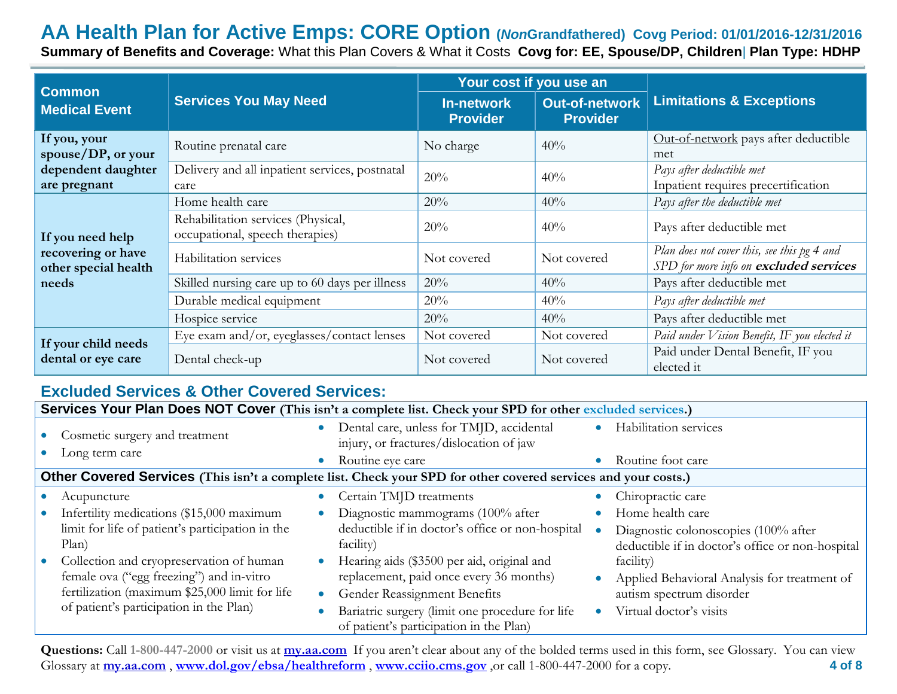# AA Health Plan for Active Emps: CORE Option (*Non*Grandfathered) Covg Period: 01/01/2016-12/31/2016

**Summary of Benefits and Coverage:** What this Plan Covers & What it Costs **Covg for: EE, Spouse/DP, Children| Plan Type: HDHP**

| Common Medical Event | Services You May Need | Your cost if you use an In-network Provider | Your cost if you use an Out-of-network Provider | Limitations & Exceptions |
|---|---|---|---|---|
| **If you, your spouse/DP, or your dependent daughter are pregnant** | Routine prenatal care | No charge | 40% | Out-of-network pays after deductible met |
| | Delivery and all inpatient services, postnatal care | 20% | 40% | *Pays after deductible met* Inpatient requires precertification |
| **If you need help recovering or have other special health needs** | Home health care | 20% | 40% | *Pays after the deductible met* |
| | Rehabilitation services (Physical, occupational, speech therapies) | 20% | 40% | Pays after deductible met |
| | Habilitation services | Not covered | Not covered | *Plan does not cover this, see this pg 4 and SPD for more info on **excluded services*** |
| | Skilled nursing care up to 60 days per illness | 20% | 40% | Pays after deductible met |
| | Durable medical equipment | 20% | 40% | *Pays after deductible met* |
| | Hospice service | 20% | 40% | Pays after deductible met |
| **If your child needs dental or eye care** | Eye exam and/or, eyeglasses/contact lenses | Not covered | Not covered | *Paid under Vision Benefit, IF you elected it* |
| | Dental check-up | Not covered | Not covered | Paid under Dental Benefit, IF you elected it |

## Excluded Services & Other Covered Services:

**Services Your Plan Does NOT Cover (This isn't a complete list. Check your SPD for other excluded services.)**

- Cosmetic surgery and treatment
- Long term care
- Dental care, unless for TMJD, accidental injury, or fractures/dislocation of jaw
- Routine eye care
- Habilitation services
- Routine foot care

**Other Covered Services (This isn't a complete list. Check your SPD for other covered services and your costs.)**

- Acupuncture
- Infertility medications ($15,000 maximum limit for life of patient's participation in the Plan)
- Collection and cryopreservation of human female ova ("egg freezing") and in-vitro fertilization (maximum $25,000 limit for life of patient's participation in the Plan)
- Certain TMJD treatments
- Diagnostic mammograms (100% after deductible if in doctor's office or non-hospital facility)
- Hearing aids ($3500 per aid, original and replacement, paid once every 36 months)
- Gender Reassignment Benefits
- Bariatric surgery (limit one procedure for life of patient's participation in the Plan)
- Chiropractic care
- Home health care
- Diagnostic colonoscopies (100% after deductible if in doctor's office or non-hospital facility)
- Applied Behavioral Analysis for treatment of autism spectrum disorder
- Virtual doctor's visits

**Questions:** Call **1-800-447-2000** or visit us at **my.aa.com** If you aren't clear about any of the bolded terms used in this form, see Glossary. You can view Glossary at **my.aa.com** , **www.dol.gov/ebsa/healthreform** , **www.cciio.cms.gov** ,or call 1-800-447-2000 for a copy.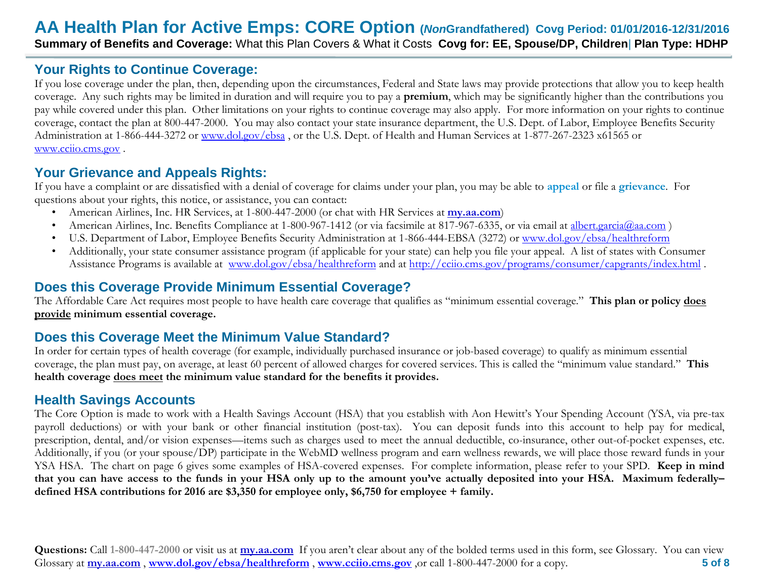## Your Rights to Continue Coverage:

If you lose coverage under the plan, then, depending upon the circumstances, Federal and State laws may provide protections that allow you to keep health coverage. Any such rights may be limited in duration and will require you to pay a **premium**, which may be significantly higher than the contributions you pay while covered under this plan. Other limitations on your rights to continue coverage may also apply. For more information on your rights to continue coverage, contact the plan at 800-447-2000. You may also contact your state insurance department, the U.S. Dept. of Labor, Employee Benefits Security Administration at 1-866-444-3272 or www.dol.gov/ebsa , or the U.S. Dept. of Health and Human Services at 1-877-267-2323 x61565 or www.cciio.cms.gov .

## Your Grievance and Appeals Rights:

If you have a complaint or are dissatisfied with a denial of coverage for claims under your plan, you may be able to **appeal** or file a **grievance**. For questions about your rights, this notice, or assistance, you can contact:

- American Airlines, Inc. HR Services, at 1-800-447-2000 (or chat with HR Services at **my.aa.com**)
- American Airlines, Inc. Benefits Compliance at 1-800-967-1412 (or via facsimile at 817-967-6335, or via email at albert.garcia@aa.com )
- U.S. Department of Labor, Employee Benefits Security Administration at 1-866-444-EBSA (3272) or www.dol.gov/ebsa/healthreform
- Additionally, your state consumer assistance program (if applicable for your state) can help you file your appeal. A list of states with Consumer Assistance Programs is available at www.dol.gov/ebsa/healthreform and at http://cciio.cms.gov/programs/consumer/capgrants/index.html .

## Does this Coverage Provide Minimum Essential Coverage?

The Affordable Care Act requires most people to have health care coverage that qualifies as "minimum essential coverage." **This plan or policy does provide minimum essential coverage.**

## Does this Coverage Meet the Minimum Value Standard?

In order for certain types of health coverage (for example, individually purchased insurance or job-based coverage) to qualify as minimum essential coverage, the plan must pay, on average, at least 60 percent of allowed charges for covered services. This is called the "minimum value standard." **This health coverage does meet the minimum value standard for the benefits it provides.**

## Health Savings Accounts

The Core Option is made to work with a Health Savings Account (HSA) that you establish with Aon Hewitt's Your Spending Account (YSA, via pre-tax payroll deductions) or with your bank or other financial institution (post-tax). You can deposit funds into this account to help pay for medical, prescription, dental, and/or vision expenses—items such as charges used to meet the annual deductible, co-insurance, other out-of-pocket expenses, etc. Additionally, if you (or your spouse/DP) participate in the WebMD wellness program and earn wellness rewards, we will place those reward funds in your YSA HSA. The chart on page 6 gives some examples of HSA-covered expenses. For complete information, please refer to your SPD. **Keep in mind that you can have access to the funds in your HSA only up to the amount you've actually deposited into your HSA. Maximum federally–defined HSA contributions for 2016 are $3,350 for employee only, $6,750 for employee + family.**

**Questions:** Call 1-800-447-2000 or visit us at **my.aa.com** If you aren't clear about any of the bolded terms used in this form, see Glossary. You can view Glossary at **my.aa.com** , **www.dol.gov/ebsa/healthreform** , **www.cciio.cms.gov** ,or call 1-800-447-2000 for a copy.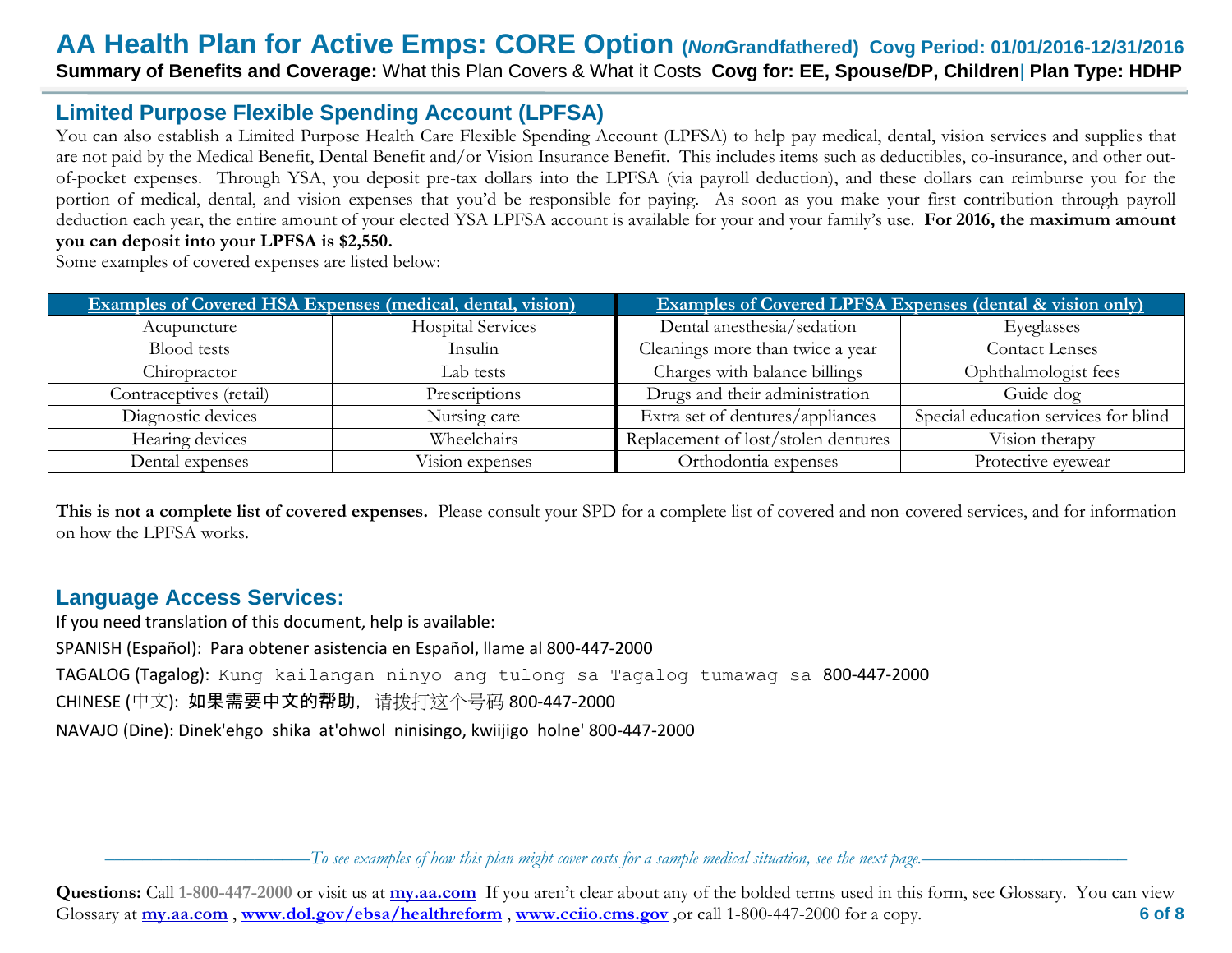## Limited Purpose Flexible Spending Account (LPFSA)

You can also establish a Limited Purpose Health Care Flexible Spending Account (LPFSA) to help pay medical, dental, vision services and supplies that are not paid by the Medical Benefit, Dental Benefit and/or Vision Insurance Benefit. This includes items such as deductibles, co-insurance, and other out-of-pocket expenses. Through YSA, you deposit pre-tax dollars into the LPFSA (via payroll deduction), and these dollars can reimburse you for the portion of medical, dental, and vision expenses that you'd be responsible for paying. As soon as you make your first contribution through payroll deduction each year, the entire amount of your elected YSA LPFSA account is available for your and your family's use. **For 2016, the maximum amount you can deposit into your LPFSA is $2,550.**

Some examples of covered expenses are listed below:

| Examples of Covered HSA Expenses (medical, dental, vision) | | Examples of Covered LPFSA Expenses (dental & vision only) | |
|---|---|---|---|
| Acupuncture | Hospital Services | Dental anesthesia/sedation | Eyeglasses |
| Blood tests | Insulin | Cleanings more than twice a year | Contact Lenses |
| Chiropractor | Lab tests | Charges with balance billings | Ophthalmologist fees |
| Contraceptives (retail) | Prescriptions | Drugs and their administration | Guide dog |
| Diagnostic devices | Nursing care | Extra set of dentures/appliances | Special education services for blind |
| Hearing devices | Wheelchairs | Replacement of lost/stolen dentures | Vision therapy |
| Dental expenses | Vision expenses | Orthodontia expenses | Protective eyewear |

**This is not a complete list of covered expenses.** Please consult your SPD for a complete list of covered and non-covered services, and for information on how the LPFSA works.

## Language Access Services:

If you need translation of this document, help is available:

SPANISH (Español): Para obtener asistencia en Español, llame al 800-447-2000

TAGALOG (Tagalog): Kung kailangan ninyo ang tulong sa Tagalog tumawag sa 800-447-2000

CHINESE (中文): **如果需要中文的帮助**，请拨打这个号码 800-447-2000

NAVAJO (Dine): Dinek'ehgo shika at'ohwol ninisingo, kwiijigo holne' 800-447-2000

*To see examples of how this plan might cover costs for a sample medical situation, see the next page.*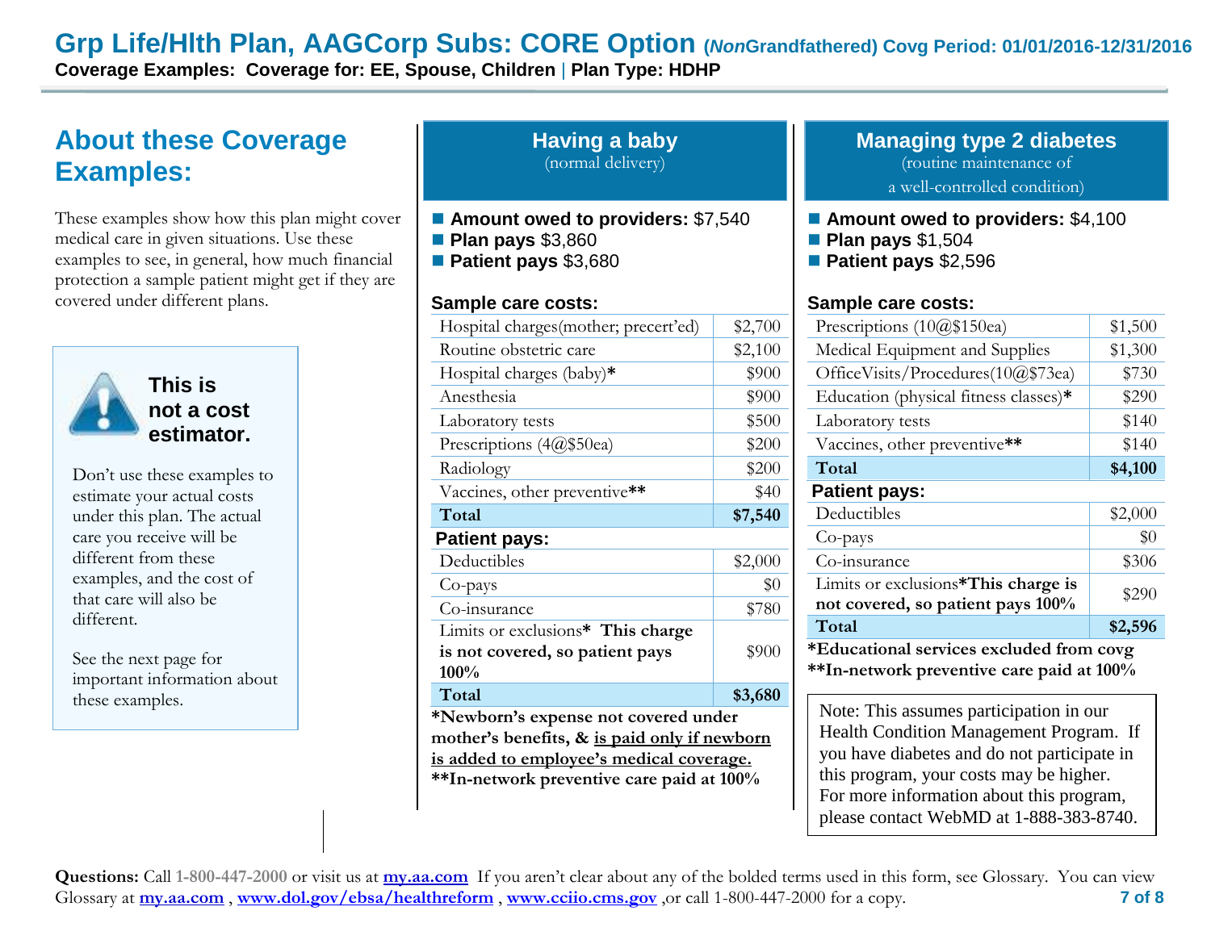# Grp Life/Hlth Plan, AAGCorp Subs: CORE Option (*Non*Grandfathered) Covg Period: 01/01/2016-12/31/2016

**Coverage Examples: Coverage for: EE, Spouse, Children | Plan Type: HDHP**

## About these Coverage Examples:

These examples show how this plan might cover medical care in given situations. Use these examples to see, in general, how much financial protection a sample patient might get if they are covered under different plans.

### This is not a cost estimator.

Don't use these examples to estimate your actual costs under this plan. The actual care you receive will be different from these examples, and the cost of that care will also be different.

See the next page for important information about these examples.

## Having a baby
(normal delivery)

- **Amount owed to providers:** $7,540
- **Plan pays** $3,860
- **Patient pays** $3,680

**Sample care costs:**

| | |
|---|---|
| Hospital charges(mother; precert'ed) | $2,700 |
| Routine obstetric care | $2,100 |
| Hospital charges (baby)* | $900 |
| Anesthesia | $900 |
| Laboratory tests | $500 |
| Prescriptions (4@$50ea) | $200 |
| Radiology | $200 |
| Vaccines, other preventive** | $40 |
| **Total** | **$7,540** |

**Patient pays:**

| | |
|---|---|
| Deductibles | $2,000 |
| Co-pays | $0 |
| Co-insurance | $780 |
| Limits or exclusions* **This charge is not covered, so patient pays 100%** | $900 |
| **Total** | **$3,680** |

**\*Newborn's expense not covered under mother's benefits, & <u>is paid only if newborn is added to employee's medical coverage.</u>**
**\*\*In-network preventive care paid at 100%**

## Managing type 2 diabetes
(routine maintenance of a well-controlled condition)

- **Amount owed to providers:** $4,100
- **Plan pays** $1,504
- **Patient pays** $2,596

**Sample care costs:**

| | |
|---|---|
| Prescriptions (10@$150ea) | $1,500 |
| Medical Equipment and Supplies | $1,300 |
| OfficeVisits/Procedures(10@$73ea) | $730 |
| Education (physical fitness classes)* | $290 |
| Laboratory tests | $140 |
| Vaccines, other preventive** | $140 |
| **Total** | **$4,100** |

**Patient pays:**

| | |
|---|---|
| Deductibles | $2,000 |
| Co-pays | $0 |
| Co-insurance | $306 |
| Limits or exclusions* **This charge is not covered, so patient pays 100%** | $290 |
| **Total** | **$2,596** |

**\*Educational services excluded from covg**
**\*\*In-network preventive care paid at 100%**

Note: This assumes participation in our Health Condition Management Program. If you have diabetes and do not participate in this program, your costs may be higher. For more information about this program, please contact WebMD at 1-888-383-8740.

**Questions:** Call 1-800-447-2000 or visit us at **my.aa.com** If you aren't clear about any of the bolded terms used in this form, see Glossary. You can view Glossary at **my.aa.com** , **www.dol.gov/ebsa/healthreform** , **www.cciio.cms.gov** ,or call 1-800-447-2000 for a copy.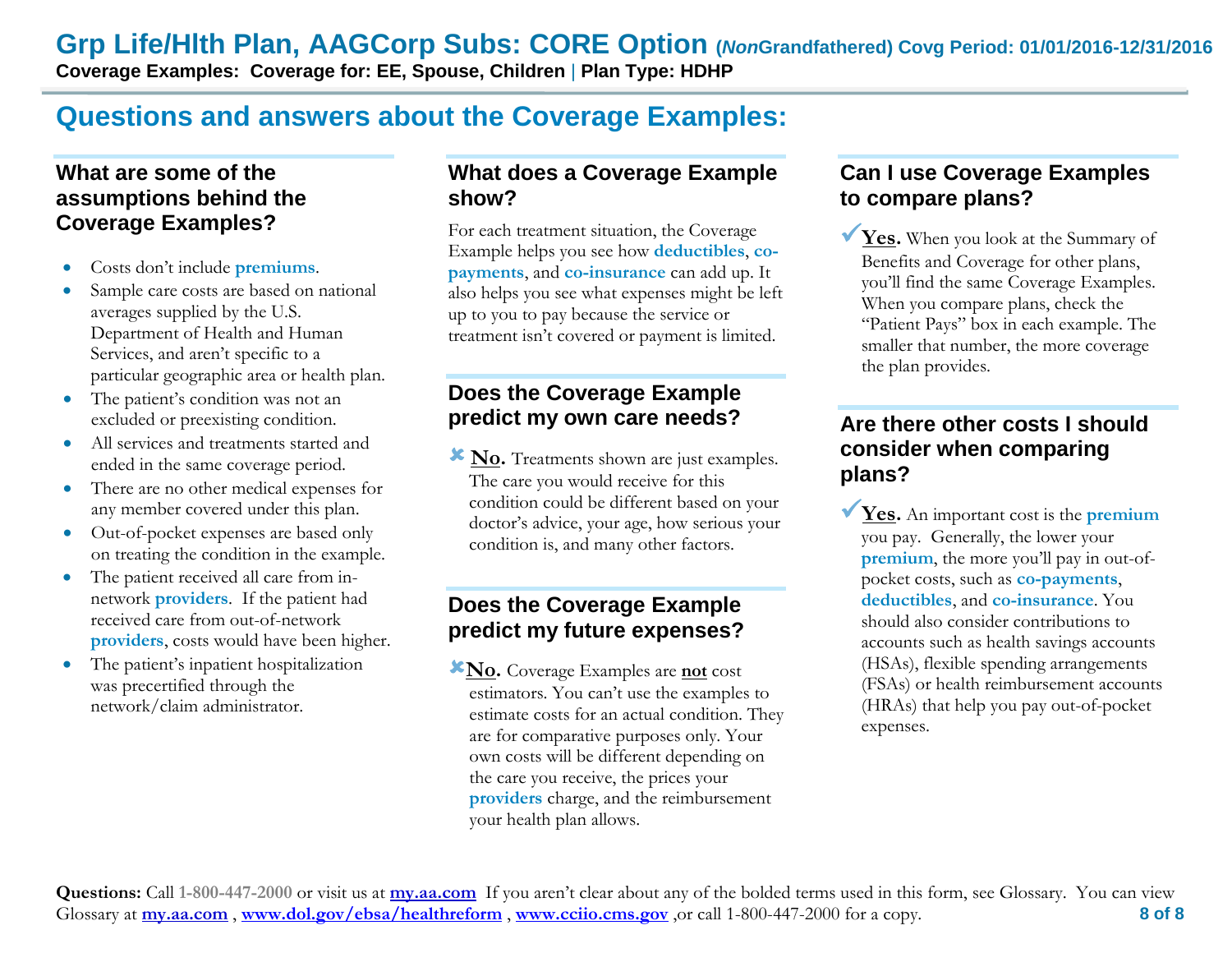# Questions and answers about the Coverage Examples:

### What are some of the assumptions behind the Coverage Examples?

- Costs don't include **premiums**.
- Sample care costs are based on national averages supplied by the U.S. Department of Health and Human Services, and aren't specific to a particular geographic area or health plan.
- The patient's condition was not an excluded or preexisting condition.
- All services and treatments started and ended in the same coverage period.
- There are no other medical expenses for any member covered under this plan.
- Out-of-pocket expenses are based only on treating the condition in the example.
- The patient received all care from in-network **providers**. If the patient had received care from out-of-network **providers**, costs would have been higher.
- The patient's inpatient hospitalization was precertified through the network/claim administrator.

### What does a Coverage Example show?

For each treatment situation, the Coverage Example helps you see how **deductibles**, **co-payments**, and **co-insurance** can add up. It also helps you see what expenses might be left up to you to pay because the service or treatment isn't covered or payment is limited.

### Does the Coverage Example predict my own care needs?

✘ **No.** Treatments shown are just examples. The care you would receive for this condition could be different based on your doctor's advice, your age, how serious your condition is, and many other factors.

### Does the Coverage Example predict my future expenses?

✘ **No.** Coverage Examples are **not** cost estimators. You can't use the examples to estimate costs for an actual condition. They are for comparative purposes only. Your own costs will be different depending on the care you receive, the prices your **providers** charge, and the reimbursement your health plan allows.

### Can I use Coverage Examples to compare plans?

✔ **Yes.** When you look at the Summary of Benefits and Coverage for other plans, you'll find the same Coverage Examples. When you compare plans, check the "Patient Pays" box in each example. The smaller that number, the more coverage the plan provides.

### Are there other costs I should consider when comparing plans?

✔ **Yes.** An important cost is the **premium** you pay. Generally, the lower your **premium**, the more you'll pay in out-of-pocket costs, such as **co-payments**, **deductibles**, and **co-insurance**. You should also consider contributions to accounts such as health savings accounts (HSAs), flexible spending arrangements (FSAs) or health reimbursement accounts (HRAs) that help you pay out-of-pocket expenses.

**Questions:** Call 1-800-447-2000 or visit us at my.aa.com If you aren't clear about any of the bolded terms used in this form, see Glossary. You can view Glossary at my.aa.com , www.dol.gov/ebsa/healthreform , www.cciio.cms.gov ,or call 1-800-447-2000 for a copy.